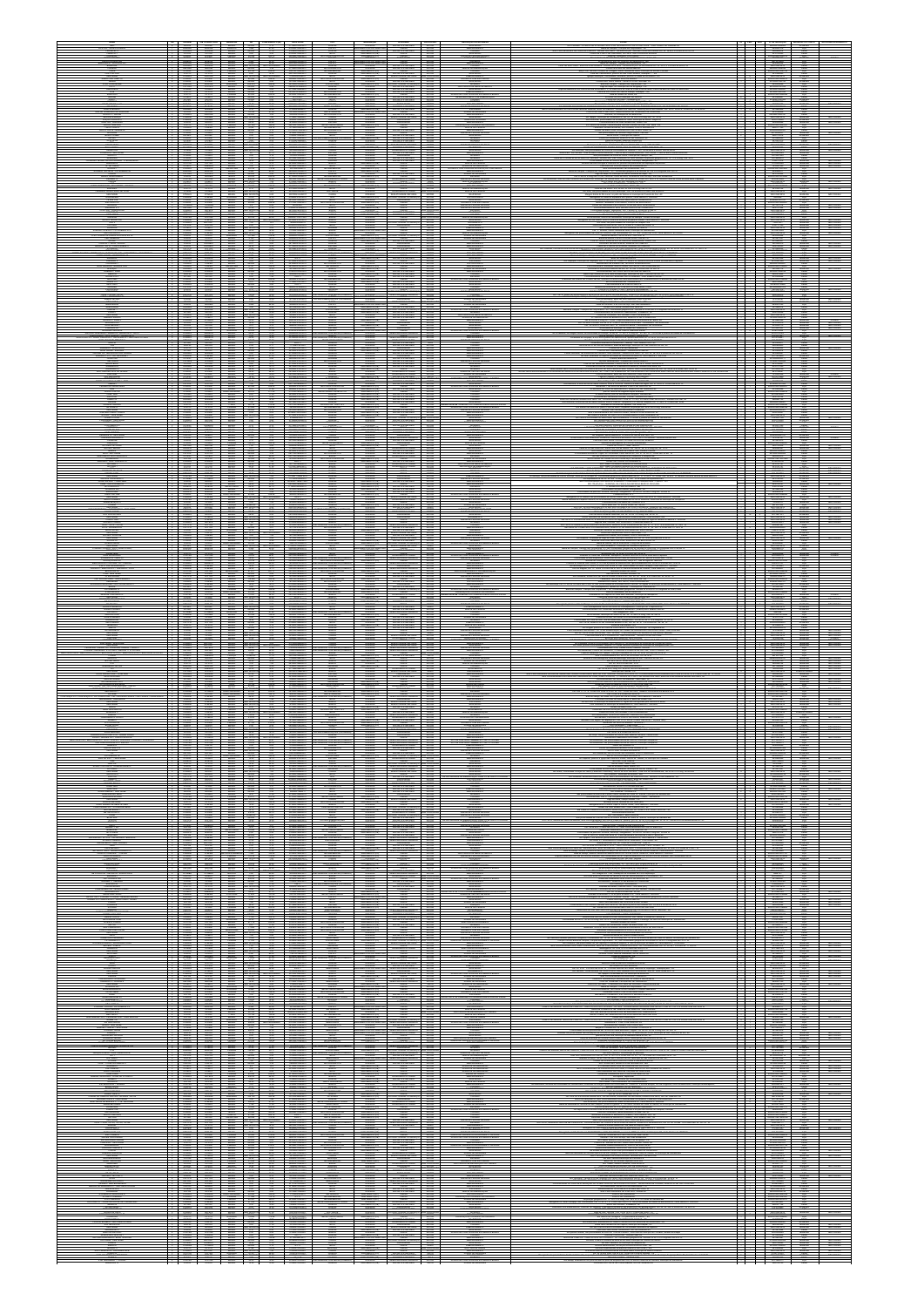|  |                                                                                                                      |                                                                  |  | ₿                                                                                                                                                                                                                                                                                                                                                                                 |
|--|----------------------------------------------------------------------------------------------------------------------|------------------------------------------------------------------|--|-----------------------------------------------------------------------------------------------------------------------------------------------------------------------------------------------------------------------------------------------------------------------------------------------------------------------------------------------------------------------------------|
|  |                                                                                                                      |                                                                  |  |                                                                                                                                                                                                                                                                                                                                                                                   |
|  |                                                                                                                      |                                                                  |  |                                                                                                                                                                                                                                                                                                                                                                                   |
|  |                                                                                                                      |                                                                  |  |                                                                                                                                                                                                                                                                                                                                                                                   |
|  |                                                                                                                      |                                                                  |  |                                                                                                                                                                                                                                                                                                                                                                                   |
|  |                                                                                                                      |                                                                  |  |                                                                                                                                                                                                                                                                                                                                                                                   |
|  |                                                                                                                      |                                                                  |  |                                                                                                                                                                                                                                                                                                                                                                                   |
|  |                                                                                                                      |                                                                  |  |                                                                                                                                                                                                                                                                                                                                                                                   |
|  |                                                                                                                      |                                                                  |  |                                                                                                                                                                                                                                                                                                                                                                                   |
|  |                                                                                                                      |                                                                  |  |                                                                                                                                                                                                                                                                                                                                                                                   |
|  |                                                                                                                      |                                                                  |  |                                                                                                                                                                                                                                                                                                                                                                                   |
|  |                                                                                                                      |                                                                  |  |                                                                                                                                                                                                                                                                                                                                                                                   |
|  |                                                                                                                      |                                                                  |  |                                                                                                                                                                                                                                                                                                                                                                                   |
|  |                                                                                                                      |                                                                  |  |                                                                                                                                                                                                                                                                                                                                                                                   |
|  |                                                                                                                      |                                                                  |  |                                                                                                                                                                                                                                                                                                                                                                                   |
|  |                                                                                                                      |                                                                  |  |                                                                                                                                                                                                                                                                                                                                                                                   |
|  |                                                                                                                      |                                                                  |  |                                                                                                                                                                                                                                                                                                                                                                                   |
|  |                                                                                                                      |                                                                  |  |                                                                                                                                                                                                                                                                                                                                                                                   |
|  |                                                                                                                      |                                                                  |  |                                                                                                                                                                                                                                                                                                                                                                                   |
|  |                                                                                                                      |                                                                  |  |                                                                                                                                                                                                                                                                                                                                                                                   |
|  |                                                                                                                      |                                                                  |  |                                                                                                                                                                                                                                                                                                                                                                                   |
|  |                                                                                                                      |                                                                  |  |                                                                                                                                                                                                                                                                                                                                                                                   |
|  |                                                                                                                      |                                                                  |  |                                                                                                                                                                                                                                                                                                                                                                                   |
|  |                                                                                                                      |                                                                  |  |                                                                                                                                                                                                                                                                                                                                                                                   |
|  |                                                                                                                      |                                                                  |  |                                                                                                                                                                                                                                                                                                                                                                                   |
|  |                                                                                                                      |                                                                  |  |                                                                                                                                                                                                                                                                                                                                                                                   |
|  |                                                                                                                      |                                                                  |  |                                                                                                                                                                                                                                                                                                                                                                                   |
|  |                                                                                                                      |                                                                  |  |                                                                                                                                                                                                                                                                                                                                                                                   |
|  |                                                                                                                      |                                                                  |  |                                                                                                                                                                                                                                                                                                                                                                                   |
|  |                                                                                                                      |                                                                  |  |                                                                                                                                                                                                                                                                                                                                                                                   |
|  |                                                                                                                      |                                                                  |  |                                                                                                                                                                                                                                                                                                                                                                                   |
|  |                                                                                                                      |                                                                  |  |                                                                                                                                                                                                                                                                                                                                                                                   |
|  |                                                                                                                      |                                                                  |  |                                                                                                                                                                                                                                                                                                                                                                                   |
|  |                                                                                                                      |                                                                  |  |                                                                                                                                                                                                                                                                                                                                                                                   |
|  |                                                                                                                      |                                                                  |  |                                                                                                                                                                                                                                                                                                                                                                                   |
|  |                                                                                                                      |                                                                  |  |                                                                                                                                                                                                                                                                                                                                                                                   |
|  |                                                                                                                      |                                                                  |  |                                                                                                                                                                                                                                                                                                                                                                                   |
|  |                                                                                                                      |                                                                  |  |                                                                                                                                                                                                                                                                                                                                                                                   |
|  |                                                                                                                      |                                                                  |  |                                                                                                                                                                                                                                                                                                                                                                                   |
|  |                                                                                                                      |                                                                  |  |                                                                                                                                                                                                                                                                                                                                                                                   |
|  |                                                                                                                      |                                                                  |  |                                                                                                                                                                                                                                                                                                                                                                                   |
|  |                                                                                                                      |                                                                  |  |                                                                                                                                                                                                                                                                                                                                                                                   |
|  |                                                                                                                      |                                                                  |  |                                                                                                                                                                                                                                                                                                                                                                                   |
|  |                                                                                                                      |                                                                  |  |                                                                                                                                                                                                                                                                                                                                                                                   |
|  |                                                                                                                      |                                                                  |  |                                                                                                                                                                                                                                                                                                                                                                                   |
|  |                                                                                                                      |                                                                  |  |                                                                                                                                                                                                                                                                                                                                                                                   |
|  |                                                                                                                      |                                                                  |  |                                                                                                                                                                                                                                                                                                                                                                                   |
|  |                                                                                                                      |                                                                  |  |                                                                                                                                                                                                                                                                                                                                                                                   |
|  | $\frac{25}{25}$ $\frac{25}{25}$                                                                                      |                                                                  |  |                                                                                                                                                                                                                                                                                                                                                                                   |
|  |                                                                                                                      |                                                                  |  |                                                                                                                                                                                                                                                                                                                                                                                   |
|  |                                                                                                                      |                                                                  |  |                                                                                                                                                                                                                                                                                                                                                                                   |
|  |                                                                                                                      |                                                                  |  | Ħ                                                                                                                                                                                                                                                                                                                                                                                 |
|  |                                                                                                                      |                                                                  |  |                                                                                                                                                                                                                                                                                                                                                                                   |
|  |                                                                                                                      |                                                                  |  | $\begin{tabular}{ c c c c } \hline & $C_1(C) \cap C_1(C)$ & $C_1(C) \cap C_2(C)$ \\ \hline & $C_1(C) \cap C_2(C)$ & $C_1(C) \cap C_2(C)$ & $C_1(C) \cap C_2(C)$ & $C_1(C) \cap C_2(C)$ & $C_1(C) \cap C_2(C)$ & $C_1(C) \cap C_2(C)$ & $C_1(C) \cap C_2(C)$ & $C_1(C) \cap C_2(C)$ & $C_1(C) \cap C_2(C)$ & $C_1(C) \cap C_2(C)$ & $C_1(C) \cap C_2(C)$ & $C_1(C) \cap C_2(C)$ &$ |
|  |                                                                                                                      |                                                                  |  |                                                                                                                                                                                                                                                                                                                                                                                   |
|  |                                                                                                                      |                                                                  |  |                                                                                                                                                                                                                                                                                                                                                                                   |
|  |                                                                                                                      |                                                                  |  |                                                                                                                                                                                                                                                                                                                                                                                   |
|  |                                                                                                                      |                                                                  |  |                                                                                                                                                                                                                                                                                                                                                                                   |
|  |                                                                                                                      |                                                                  |  |                                                                                                                                                                                                                                                                                                                                                                                   |
|  |                                                                                                                      |                                                                  |  |                                                                                                                                                                                                                                                                                                                                                                                   |
|  |                                                                                                                      |                                                                  |  |                                                                                                                                                                                                                                                                                                                                                                                   |
|  |                                                                                                                      | a ili provinci<br>Lindon de Lindon<br>Lindon de Lindon de Lindon |  |                                                                                                                                                                                                                                                                                                                                                                                   |
|  |                                                                                                                      |                                                                  |  |                                                                                                                                                                                                                                                                                                                                                                                   |
|  |                                                                                                                      |                                                                  |  |                                                                                                                                                                                                                                                                                                                                                                                   |
|  |                                                                                                                      |                                                                  |  |                                                                                                                                                                                                                                                                                                                                                                                   |
|  | $\begin{tabular}{ c c c } \hline & 18 & & & \\ \hline 28 & 18 & & & \\ \hline 38 & 18 & & & \\ \hline \end{tabular}$ |                                                                  |  |                                                                                                                                                                                                                                                                                                                                                                                   |
|  |                                                                                                                      |                                                                  |  |                                                                                                                                                                                                                                                                                                                                                                                   |
|  |                                                                                                                      |                                                                  |  | i.                                                                                                                                                                                                                                                                                                                                                                                |
|  |                                                                                                                      |                                                                  |  |                                                                                                                                                                                                                                                                                                                                                                                   |
|  |                                                                                                                      |                                                                  |  |                                                                                                                                                                                                                                                                                                                                                                                   |
|  |                                                                                                                      |                                                                  |  |                                                                                                                                                                                                                                                                                                                                                                                   |
|  |                                                                                                                      |                                                                  |  |                                                                                                                                                                                                                                                                                                                                                                                   |
|  |                                                                                                                      |                                                                  |  |                                                                                                                                                                                                                                                                                                                                                                                   |
|  | k.                                                                                                                   |                                                                  |  |                                                                                                                                                                                                                                                                                                                                                                                   |
|  |                                                                                                                      |                                                                  |  |                                                                                                                                                                                                                                                                                                                                                                                   |
|  |                                                                                                                      |                                                                  |  |                                                                                                                                                                                                                                                                                                                                                                                   |
|  |                                                                                                                      |                                                                  |  |                                                                                                                                                                                                                                                                                                                                                                                   |
|  |                                                                                                                      |                                                                  |  |                                                                                                                                                                                                                                                                                                                                                                                   |
|  |                                                                                                                      | a a shekarar 1999.<br>Bayan ta ƙasar Ingila                      |  |                                                                                                                                                                                                                                                                                                                                                                                   |
|  |                                                                                                                      |                                                                  |  |                                                                                                                                                                                                                                                                                                                                                                                   |
|  |                                                                                                                      | W                                                                |  | $\begin{tabular}{c} .302389. \\ -0.003389. \\ -0.00339. \\ -0.00007. \\ -0.00007. \\ \end{tabular}$                                                                                                                                                                                                                                                                               |
|  |                                                                                                                      |                                                                  |  |                                                                                                                                                                                                                                                                                                                                                                                   |
|  |                                                                                                                      |                                                                  |  |                                                                                                                                                                                                                                                                                                                                                                                   |
|  |                                                                                                                      |                                                                  |  | <u>esta</u>                                                                                                                                                                                                                                                                                                                                                                       |
|  |                                                                                                                      |                                                                  |  |                                                                                                                                                                                                                                                                                                                                                                                   |
|  |                                                                                                                      |                                                                  |  |                                                                                                                                                                                                                                                                                                                                                                                   |
|  |                                                                                                                      |                                                                  |  |                                                                                                                                                                                                                                                                                                                                                                                   |
|  |                                                                                                                      |                                                                  |  |                                                                                                                                                                                                                                                                                                                                                                                   |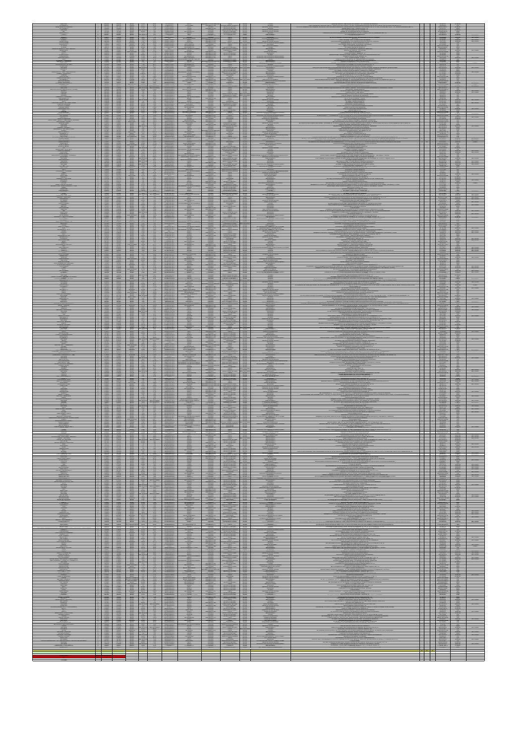|  |                                                                                                                                                                                                                                                                                                             | $\frac{1000}{1000}$                |                                                                                                                  |                |
|--|-------------------------------------------------------------------------------------------------------------------------------------------------------------------------------------------------------------------------------------------------------------------------------------------------------------|------------------------------------|------------------------------------------------------------------------------------------------------------------|----------------|
|  |                                                                                                                                                                                                                                                                                                             |                                    |                                                                                                                  |                |
|  |                                                                                                                                                                                                                                                                                                             |                                    |                                                                                                                  |                |
|  |                                                                                                                                                                                                                                                                                                             |                                    |                                                                                                                  |                |
|  |                                                                                                                                                                                                                                                                                                             |                                    |                                                                                                                  |                |
|  |                                                                                                                                                                                                                                                                                                             |                                    |                                                                                                                  |                |
|  |                                                                                                                                                                                                                                                                                                             |                                    |                                                                                                                  |                |
|  |                                                                                                                                                                                                                                                                                                             |                                    |                                                                                                                  |                |
|  |                                                                                                                                                                                                                                                                                                             |                                    |                                                                                                                  |                |
|  |                                                                                                                                                                                                                                                                                                             |                                    |                                                                                                                  |                |
|  |                                                                                                                                                                                                                                                                                                             |                                    |                                                                                                                  |                |
|  |                                                                                                                                                                                                                                                                                                             |                                    |                                                                                                                  |                |
|  |                                                                                                                                                                                                                                                                                                             |                                    |                                                                                                                  |                |
|  |                                                                                                                                                                                                                                                                                                             |                                    |                                                                                                                  |                |
|  |                                                                                                                                                                                                                                                                                                             |                                    |                                                                                                                  |                |
|  |                                                                                                                                                                                                                                                                                                             |                                    |                                                                                                                  |                |
|  |                                                                                                                                                                                                                                                                                                             |                                    |                                                                                                                  |                |
|  |                                                                                                                                                                                                                                                                                                             |                                    |                                                                                                                  |                |
|  |                                                                                                                                                                                                                                                                                                             |                                    |                                                                                                                  |                |
|  |                                                                                                                                                                                                                                                                                                             |                                    |                                                                                                                  |                |
|  |                                                                                                                                                                                                                                                                                                             |                                    |                                                                                                                  |                |
|  |                                                                                                                                                                                                                                                                                                             |                                    |                                                                                                                  |                |
|  |                                                                                                                                                                                                                                                                                                             |                                    |                                                                                                                  |                |
|  |                                                                                                                                                                                                                                                                                                             |                                    |                                                                                                                  |                |
|  |                                                                                                                                                                                                                                                                                                             |                                    |                                                                                                                  |                |
|  |                                                                                                                                                                                                                                                                                                             |                                    |                                                                                                                  |                |
|  |                                                                                                                                                                                                                                                                                                             |                                    |                                                                                                                  |                |
|  |                                                                                                                                                                                                                                                                                                             |                                    |                                                                                                                  |                |
|  |                                                                                                                                                                                                                                                                                                             |                                    |                                                                                                                  |                |
|  |                                                                                                                                                                                                                                                                                                             |                                    |                                                                                                                  |                |
|  |                                                                                                                                                                                                                                                                                                             |                                    |                                                                                                                  |                |
|  |                                                                                                                                                                                                                                                                                                             |                                    |                                                                                                                  |                |
|  |                                                                                                                                                                                                                                                                                                             |                                    |                                                                                                                  |                |
|  |                                                                                                                                                                                                                                                                                                             |                                    |                                                                                                                  |                |
|  |                                                                                                                                                                                                                                                                                                             |                                    |                                                                                                                  |                |
|  |                                                                                                                                                                                                                                                                                                             |                                    |                                                                                                                  |                |
|  |                                                                                                                                                                                                                                                                                                             |                                    |                                                                                                                  |                |
|  |                                                                                                                                                                                                                                                                                                             |                                    |                                                                                                                  |                |
|  |                                                                                                                                                                                                                                                                                                             |                                    |                                                                                                                  |                |
|  |                                                                                                                                                                                                                                                                                                             |                                    |                                                                                                                  |                |
|  | $\frac{1}{28}$ $\frac{1}{28}$ $\frac{1}{28}$ $\frac{1}{28}$ $\frac{1}{28}$ $\frac{1}{28}$ $\frac{1}{28}$ $\frac{1}{28}$ $\frac{1}{28}$ $\frac{1}{28}$ $\frac{1}{28}$ $\frac{1}{28}$ $\frac{1}{28}$ $\frac{1}{28}$ $\frac{1}{28}$ $\frac{1}{28}$ $\frac{1}{28}$ $\frac{1}{28}$ $\frac{1}{28}$ $\frac{1}{28}$ |                                    |                                                                                                                  |                |
|  |                                                                                                                                                                                                                                                                                                             |                                    |                                                                                                                  |                |
|  |                                                                                                                                                                                                                                                                                                             | istoria<br>Single<br>$\frac{1}{2}$ |                                                                                                                  |                |
|  | $\begin{tabular}{ c c c c c } \hline $u$ & $u$ & $u$ & $u$ \\ \hline $u$ & $u$ & $u$ & $u$ \\ \hline $u$ & $u$ & $u$ & $u$ \\ \hline $u$ & $u$ & $u$ & $u$ \\ \hline \end{tabular}$                                                                                                                         |                                    |                                                                                                                  | MOSSILLE       |
|  |                                                                                                                                                                                                                                                                                                             |                                    |                                                                                                                  |                |
|  | $\frac{1}{2}$                                                                                                                                                                                                                                                                                               |                                    | <b>Side of Ale</b>                                                                                               |                |
|  |                                                                                                                                                                                                                                                                                                             |                                    |                                                                                                                  |                |
|  |                                                                                                                                                                                                                                                                                                             |                                    |                                                                                                                  |                |
|  |                                                                                                                                                                                                                                                                                                             |                                    |                                                                                                                  |                |
|  |                                                                                                                                                                                                                                                                                                             |                                    |                                                                                                                  |                |
|  |                                                                                                                                                                                                                                                                                                             |                                    |                                                                                                                  |                |
|  |                                                                                                                                                                                                                                                                                                             |                                    |                                                                                                                  |                |
|  |                                                                                                                                                                                                                                                                                                             |                                    |                                                                                                                  |                |
|  | ÷                                                                                                                                                                                                                                                                                                           |                                    | of Satz & Evals & Expire Sats<br>This join or Editor A, Cally Notice<br>or as For An Kis II<br>In Itinate of New |                |
|  |                                                                                                                                                                                                                                                                                                             |                                    |                                                                                                                  |                |
|  | $\frac{1}{2}$                                                                                                                                                                                                                                                                                               | $-1000$                            |                                                                                                                  |                |
|  |                                                                                                                                                                                                                                                                                                             |                                    |                                                                                                                  |                |
|  | ł                                                                                                                                                                                                                                                                                                           |                                    |                                                                                                                  |                |
|  |                                                                                                                                                                                                                                                                                                             |                                    |                                                                                                                  |                |
|  |                                                                                                                                                                                                                                                                                                             |                                    |                                                                                                                  |                |
|  |                                                                                                                                                                                                                                                                                                             |                                    |                                                                                                                  |                |
|  |                                                                                                                                                                                                                                                                                                             |                                    |                                                                                                                  |                |
|  |                                                                                                                                                                                                                                                                                                             | $\frac{2000}{1000}$                |                                                                                                                  | <b>MPOLISH</b> |
|  |                                                                                                                                                                                                                                                                                                             |                                    |                                                                                                                  | MORGANY        |
|  |                                                                                                                                                                                                                                                                                                             |                                    |                                                                                                                  |                |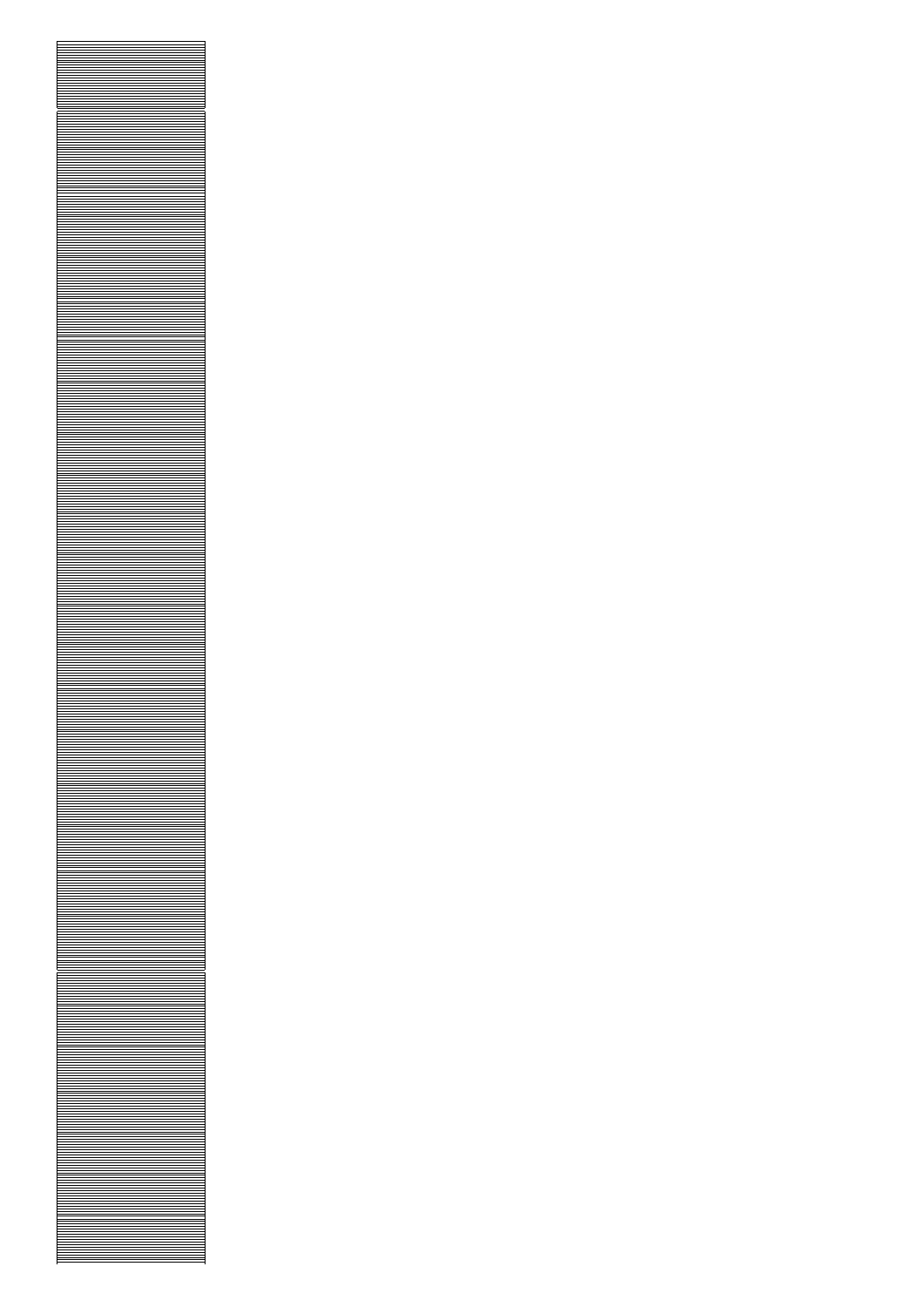